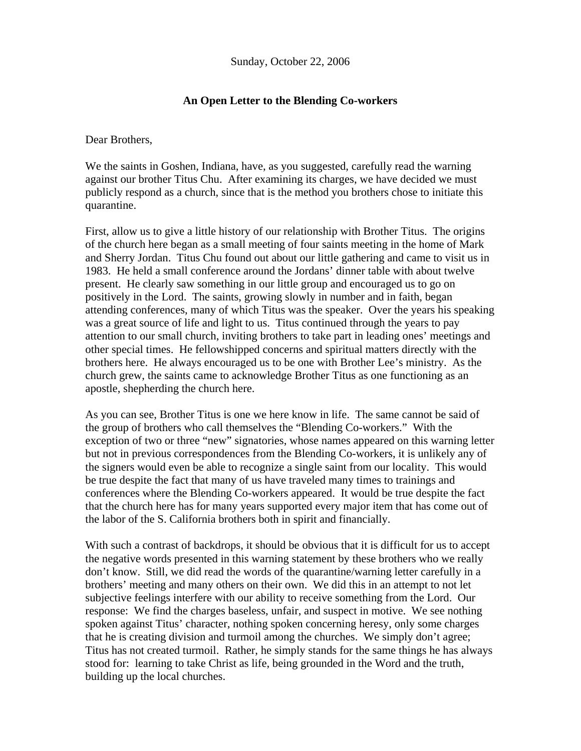Sunday, October 22, 2006

**An Open Letter to the Blending Co-workers**

Dear Brothers,

We the saints in Goshen, Indiana, have, as you suggested, carefully read the warning against our brother Titus Chu. After examining its charges, we have decided we must publicly respond as a church, since that is the method you brothers chose to initiate this quarantine.

First, allow us to give a little history of our relationship with Brother Titus. The origins of the church here began as a small meeting of four saints meeting in the home of Mark and Sherry Jordan. Titus Chu found out about our little gathering and came to visit us in 1983. He held a small conference around the Jordans' dinner table with about twelve present. He clearly saw something in our little group and encouraged us to go on positively in the Lord. The saints, growing slowly in number and in faith, began attending conferences, many of which Titus was the speaker. Over the years his speaking was a great source of life and light to us. Titus continued through the years to pay attention to our small church, inviting brothers to take part in leading ones' meetings and other special times. He fellowshipped concerns and spiritual matters directly with the brothers here. He always encouraged us to be one with Brother Lee's ministry. As the church grew, the saints came to acknowledge Brother Titus as one functioning as an apostle, shepherding the church here.

As you can see, Brother Titus is one we here know in life. The same cannot be said of the group of brothers who call themselves the "Blending Co-workers." With the exception of two or three "new" signatories, whose names appeared on this warning letter but not in previous correspondences from the Blending Co-workers, it is unlikely any of the signers would even be able to recognize a single saint from our locality. This would be true despite the fact that many of us have traveled many times to trainings and conferences where the Blending Co-workers appeared. It would be true despite the fact that the church here has for many years supported every major item that has come out of the labor of the S. California brothers both in spirit and financially.

With such a contrast of backdrops, it should be obvious that it is difficult for us to accept the negative words presented in this warning statement by these brothers who we really don't know. Still, we did read the words of the quarantine/warning letter carefully in a brothers' meeting and many others on their own. We did this in an attempt to not let subjective feelings interfere with our ability to receive something from the Lord. Our response: We find the charges baseless, unfair, and suspect in motive. We see nothing spoken against Titus' character, nothing spoken concerning heresy, only some charges that he is creating division and turmoil among the churches. We simply don't agree; Titus has not created turmoil. Rather, he simply stands for the same things he has always stood for: learning to take Christ as life, being grounded in the Word and the truth, building up the local churches.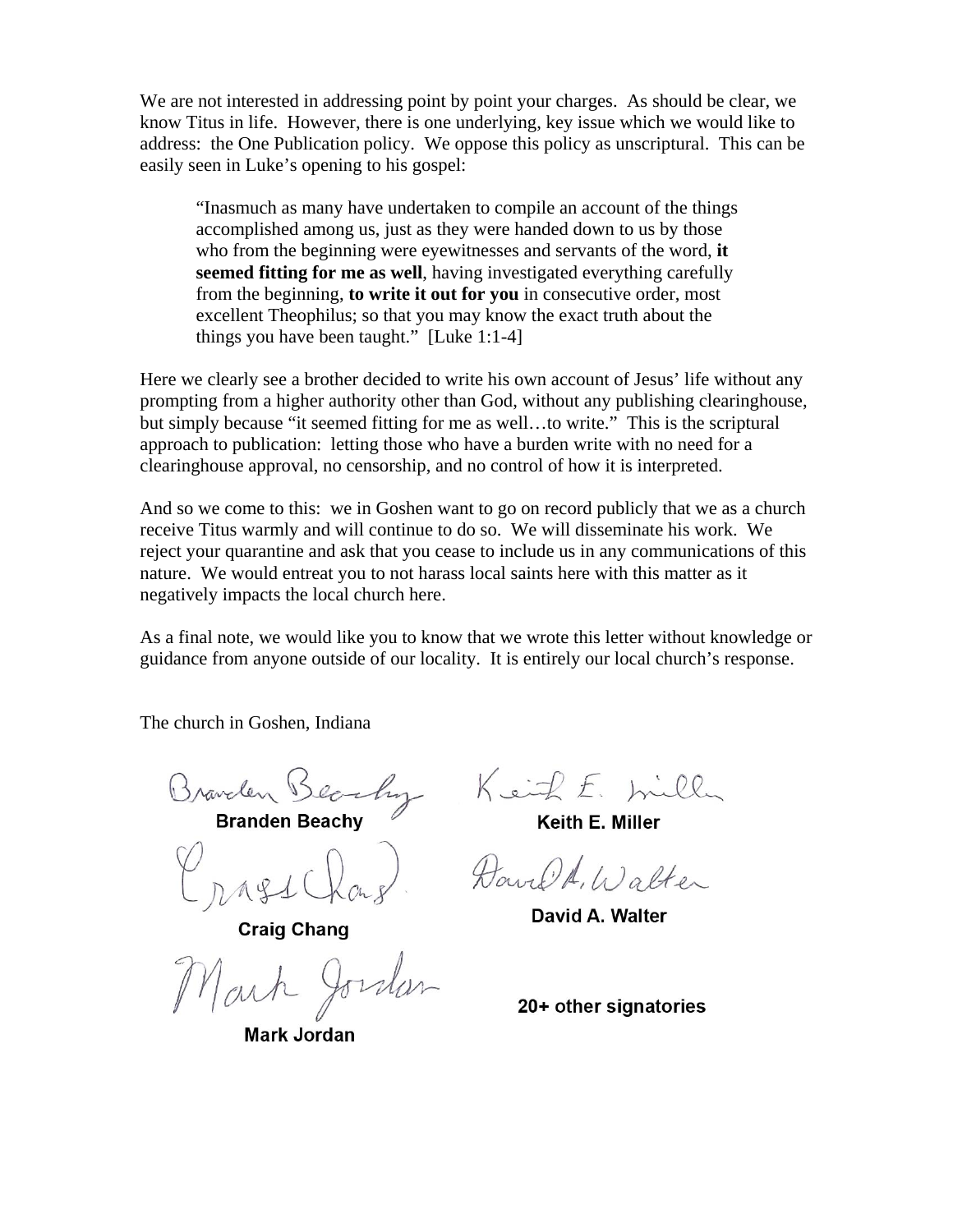We are not interested in addressing point by point your charges. As should be clear, we know Titus in life. However, there is one underlying, key issue which we would like to address: the One Publication policy. We oppose this policy as unscriptural. This can be easily seen in Luke's opening to his gospel:

> "Inasmuch as many have undertaken to compile an account of the things accomplished among us, just as they were handed down to us by those who from the beginning were eyewitnesses and servants of the word, **it seemed fitting for me as well**, having investigated everything carefully from the beginning, **to write it out for you** in consecutive order, most excellent Theophilus; so that you may know the exact truth about the things you have been taught." [Luke 1:1-4]

Here we clearly see a brother decided to write his own account of Jesus' life without any prompting from a higher authority other than God, without any publishing clearinghouse, but simply because "it seemed fitting for me as well…to write." This is the scriptural approach to publication: letting those who have a burden write with no need for a clearinghouse approval, no censorship, and no control of how it is interpreted.

And so we come to this: we in Goshen want to go on record publicly that we as a church receive Titus warmly and will continue to do so. We will disseminate his work. We reject your quarantine and ask that you cease to include us in any communications of this nature. We would entreat you to not harass local saints here with this matter as it negatively impacts the local church here.

As a final note, we would like you to know that we wrote this letter without knowledge or guidance from anyone outside of our locality. It is entirely our local church's response.

The church in Goshen, Indiana

Branden Beachy

**Branden Beachy**

Keith E. Miller

**Keith E. Miller**

Craig Chang

**Craig Chang**

David A. Walter

**David A. Walter**

Mark Jordan

**Mark Jordan**

**20+ other signatories**